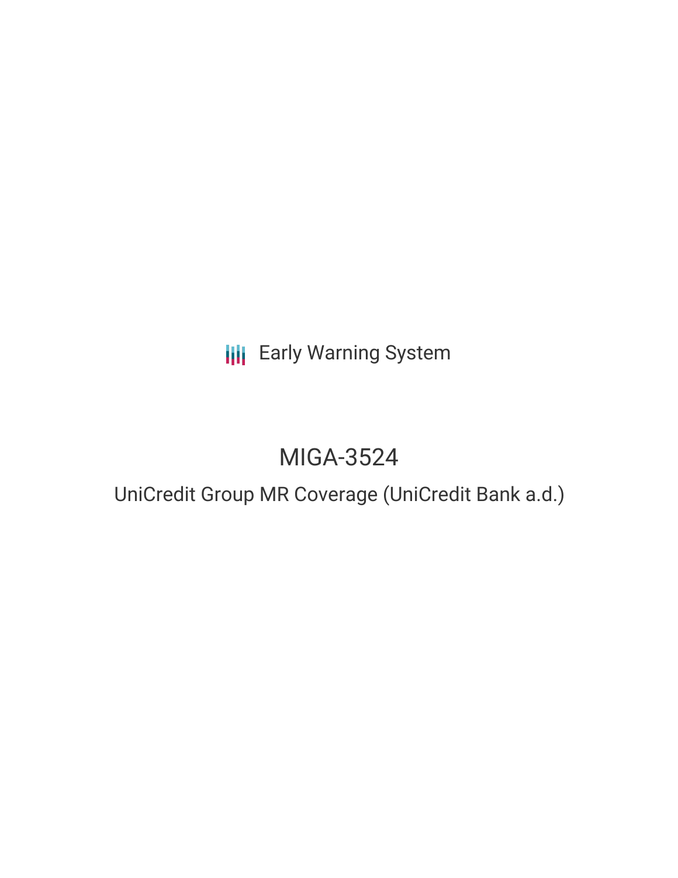Early Warning System

# MIGA-3524

## UniCredit Group MR Coverage (UniCredit Bank a.d.)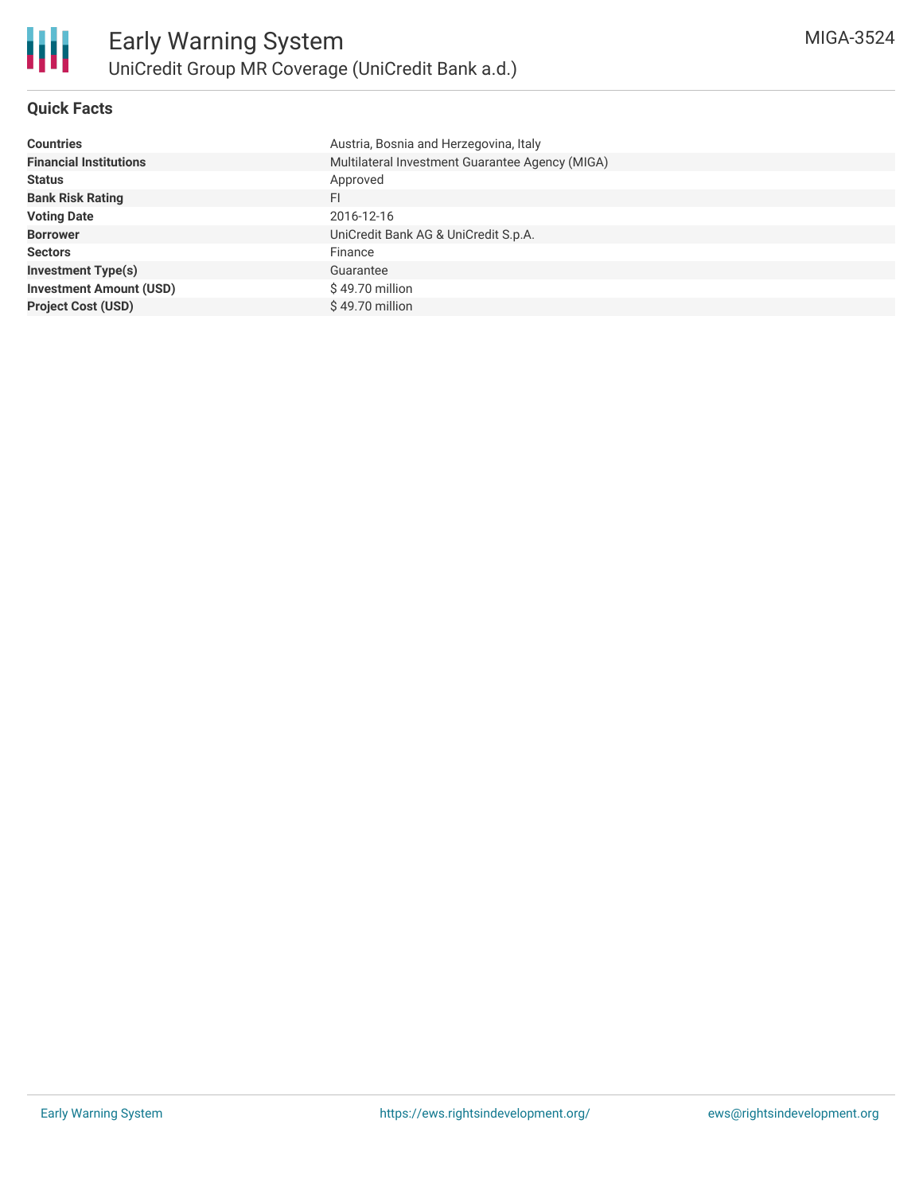# Early Warning System

## UniCredit Group MR Coverage (UniCredit Bank a.d.)

MIGA-3524

### Quick Facts

| | |
|---|---|
| **Countries** | Austria, Bosnia and Herzegovina, Italy |
| **Financial Institutions** | Multilateral Investment Guarantee Agency (MIGA) |
| **Status** | Approved |
| **Bank Risk Rating** | FI |
| **Voting Date** | 2016-12-16 |
| **Borrower** | UniCredit Bank AG & UniCredit S.p.A. |
| **Sectors** | Finance |
| **Investment Type(s)** | Guarantee |
| **Investment Amount (USD)** | $ 49.70 million |
| **Project Cost (USD)** | $ 49.70 million |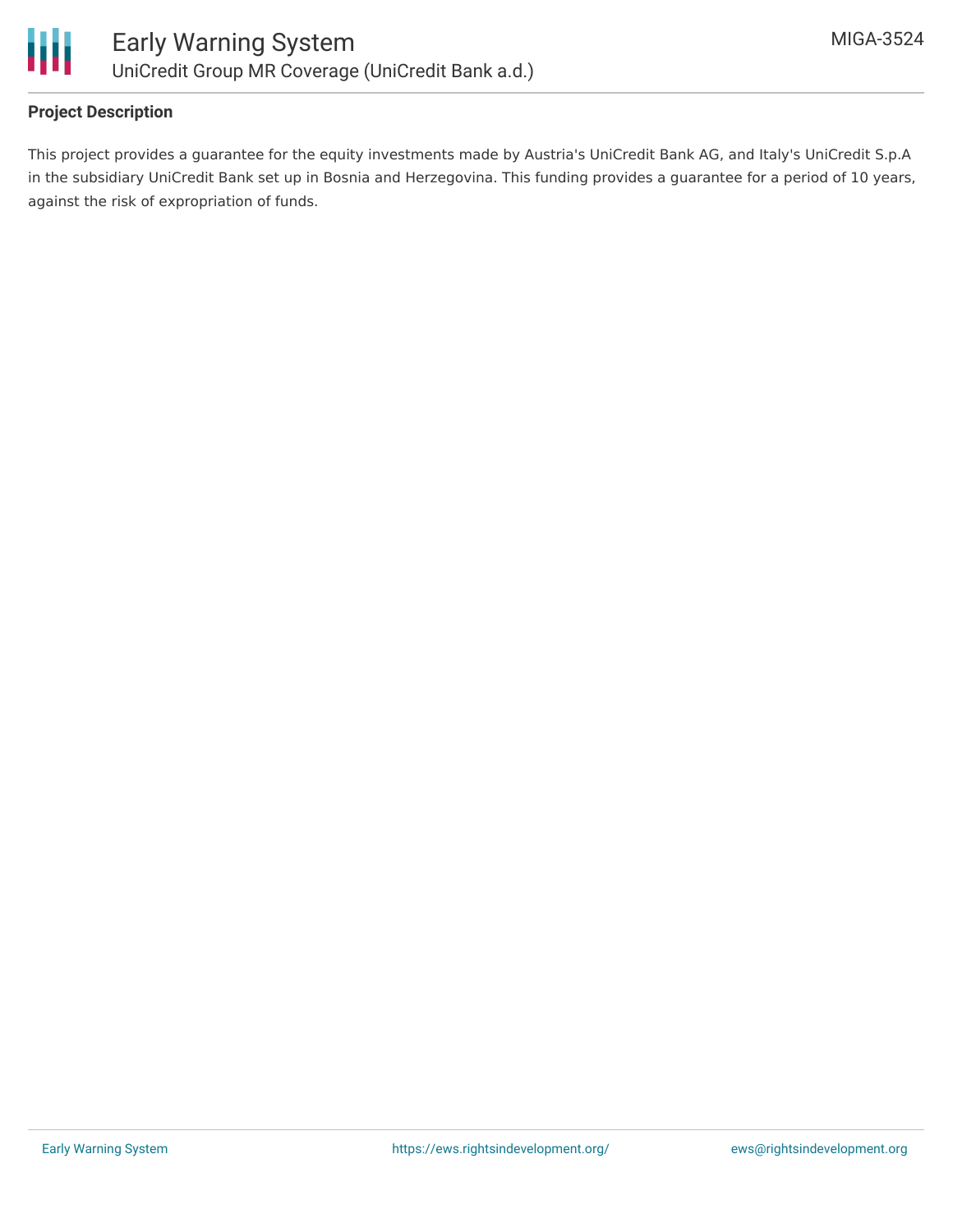## Project Description

This project provides a guarantee for the equity investments made by Austria's UniCredit Bank AG, and Italy's UniCredit S.p.A in the subsidiary UniCredit Bank set up in Bosnia and Herzegovina. This funding provides a guarantee for a period of 10 years, against the risk of expropriation of funds.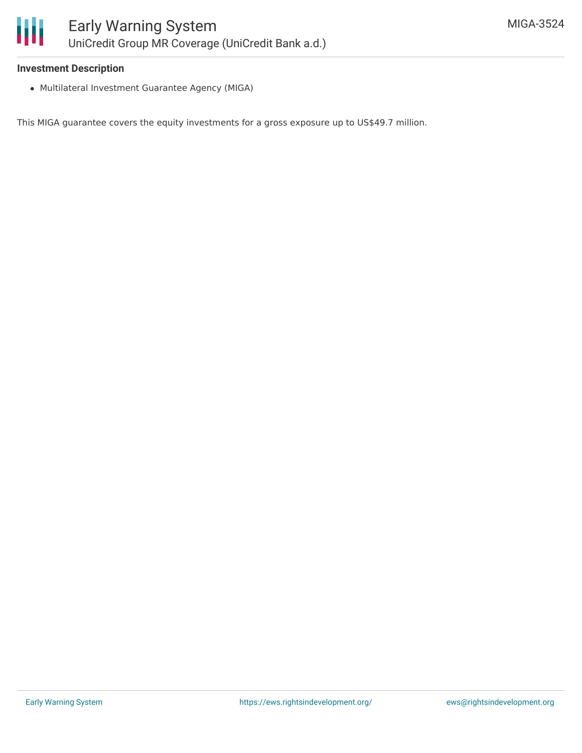### Investment Description

- Multilateral Investment Guarantee Agency (MIGA)

This MIGA guarantee covers the equity investments for a gross exposure up to US$49.7 million.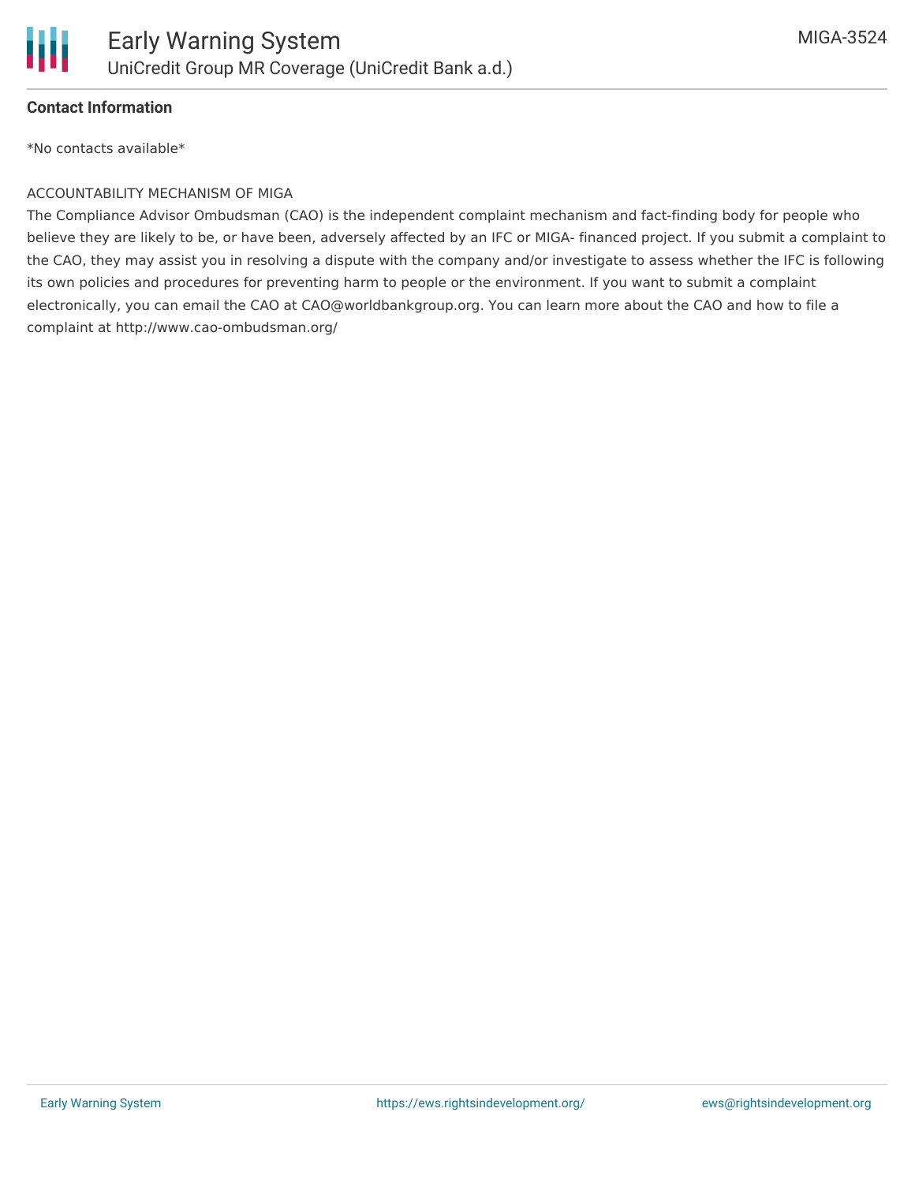**Contact Information**

*No contacts available*

ACCOUNTABILITY MECHANISM OF MIGA

The Compliance Advisor Ombudsman (CAO) is the independent complaint mechanism and fact-finding body for people who believe they are likely to be, or have been, adversely affected by an IFC or MIGA- financed project. If you submit a complaint to the CAO, they may assist you in resolving a dispute with the company and/or investigate to assess whether the IFC is following its own policies and procedures for preventing harm to people or the environment. If you want to submit a complaint electronically, you can email the CAO at CAO@worldbankgroup.org. You can learn more about the CAO and how to file a complaint at http://www.cao-ombudsman.org/